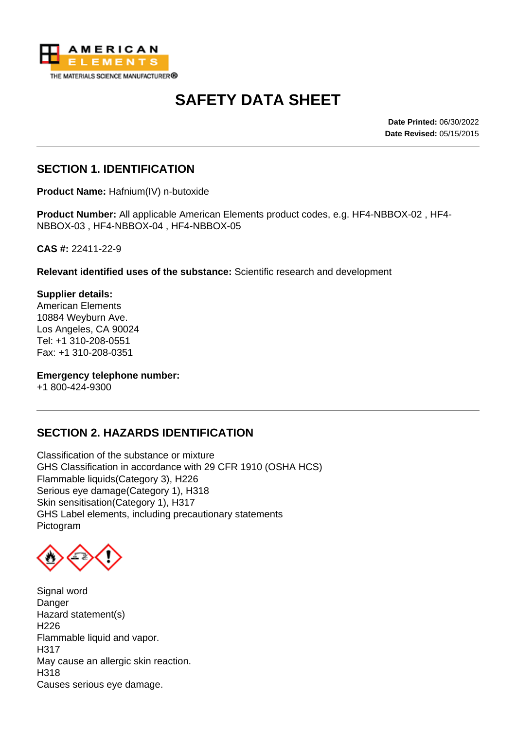# SAFETY DATA SHEET

**Date Printed:** 06/30/2022
**Date Revised:** 05/15/2015

## SECTION 1. IDENTIFICATION

**Product Name:** Hafnium(IV) n-butoxide

**Product Number:** All applicable American Elements product codes, e.g. HF4-NBBOX-02 , HF4-NBBOX-03 , HF4-NBBOX-04 , HF4-NBBOX-05

**CAS #:** 22411-22-9

**Relevant identified uses of the substance:** Scientific research and development

**Supplier details:**
American Elements
10884 Weyburn Ave.
Los Angeles, CA 90024
Tel: +1 310-208-0551
Fax: +1 310-208-0351

**Emergency telephone number:**
+1 800-424-9300

## SECTION 2. HAZARDS IDENTIFICATION

Classification of the substance or mixture
GHS Classification in accordance with 29 CFR 1910 (OSHA HCS)
Flammable liquids(Category 3), H226
Serious eye damage(Category 1), H318
Skin sensitisation(Category 1), H317
GHS Label elements, including precautionary statements
Pictogram

Signal word
Danger
Hazard statement(s)
H226
Flammable liquid and vapor.
H317
May cause an allergic skin reaction.
H318
Causes serious eye damage.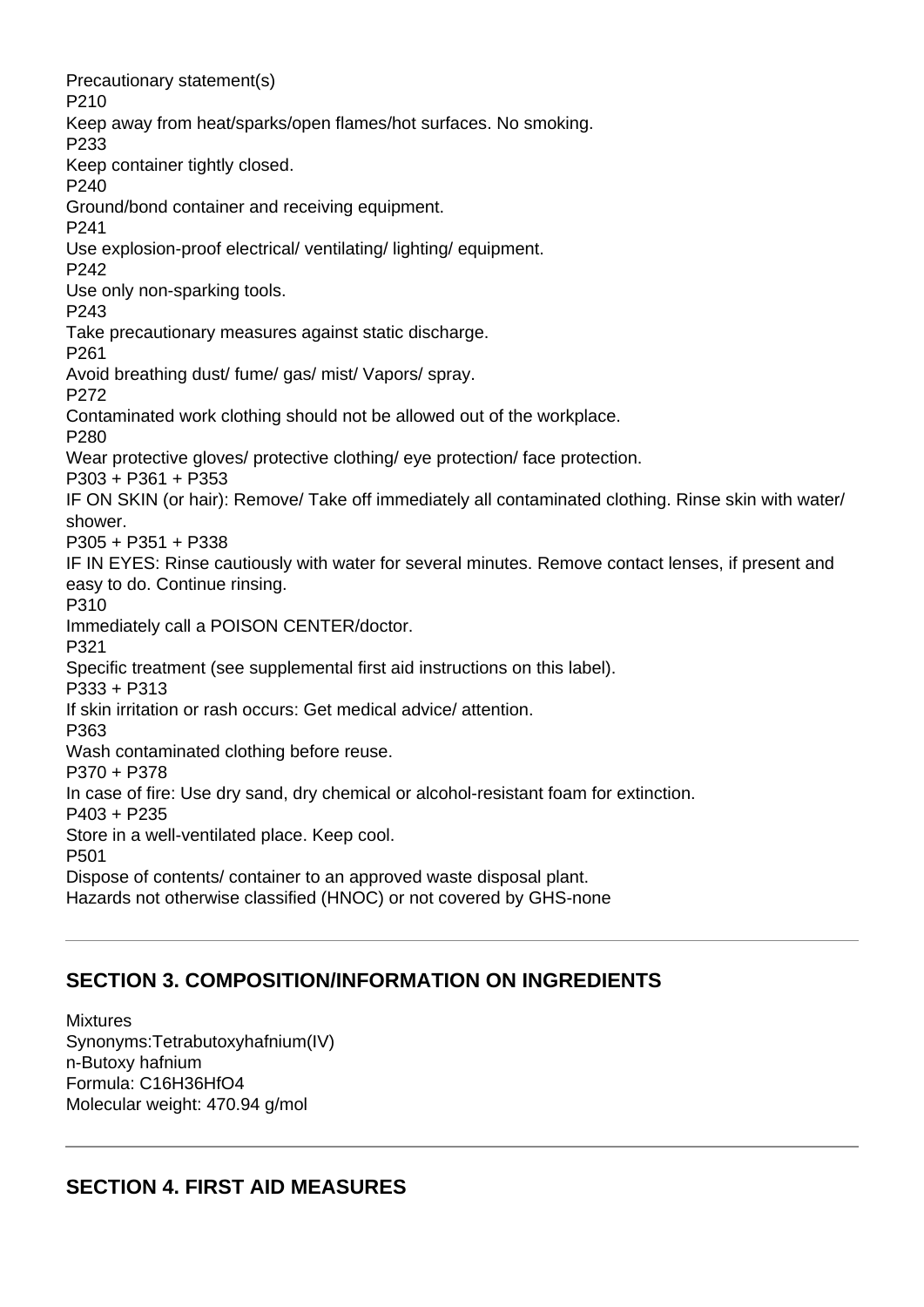Precautionary statement(s)

P210

Keep away from heat/sparks/open flames/hot surfaces. No smoking.

P233

Keep container tightly closed.

P240

Ground/bond container and receiving equipment.

P241

Use explosion-proof electrical/ ventilating/ lighting/ equipment.

P242

Use only non-sparking tools.

P243

Take precautionary measures against static discharge.

P261

Avoid breathing dust/ fume/ gas/ mist/ Vapors/ spray.

P272

Contaminated work clothing should not be allowed out of the workplace.

P280

Wear protective gloves/ protective clothing/ eye protection/ face protection.

P303 + P361 + P353

IF ON SKIN (or hair): Remove/ Take off immediately all contaminated clothing. Rinse skin with water/ shower.

P305 + P351 + P338

IF IN EYES: Rinse cautiously with water for several minutes. Remove contact lenses, if present and easy to do. Continue rinsing.

P310

Immediately call a POISON CENTER/doctor.

P321

Specific treatment (see supplemental first aid instructions on this label).

P333 + P313

If skin irritation or rash occurs: Get medical advice/ attention.

P363

Wash contaminated clothing before reuse.

P370 + P378

In case of fire: Use dry sand, dry chemical or alcohol-resistant foam for extinction.

P403 + P235

Store in a well-ventilated place. Keep cool.

P501

Dispose of contents/ container to an approved waste disposal plant.

Hazards not otherwise classified (HNOC) or not covered by GHS-none

---

## SECTION 3. COMPOSITION/INFORMATION ON INGREDIENTS

Mixtures

Synonyms:Tetrabutoxyhafnium(IV)

n-Butoxy hafnium

Formula: $C_{16}H_{36}HfO_4$

Molecular weight: 470.94 g/mol

---

## SECTION 4. FIRST AID MEASURES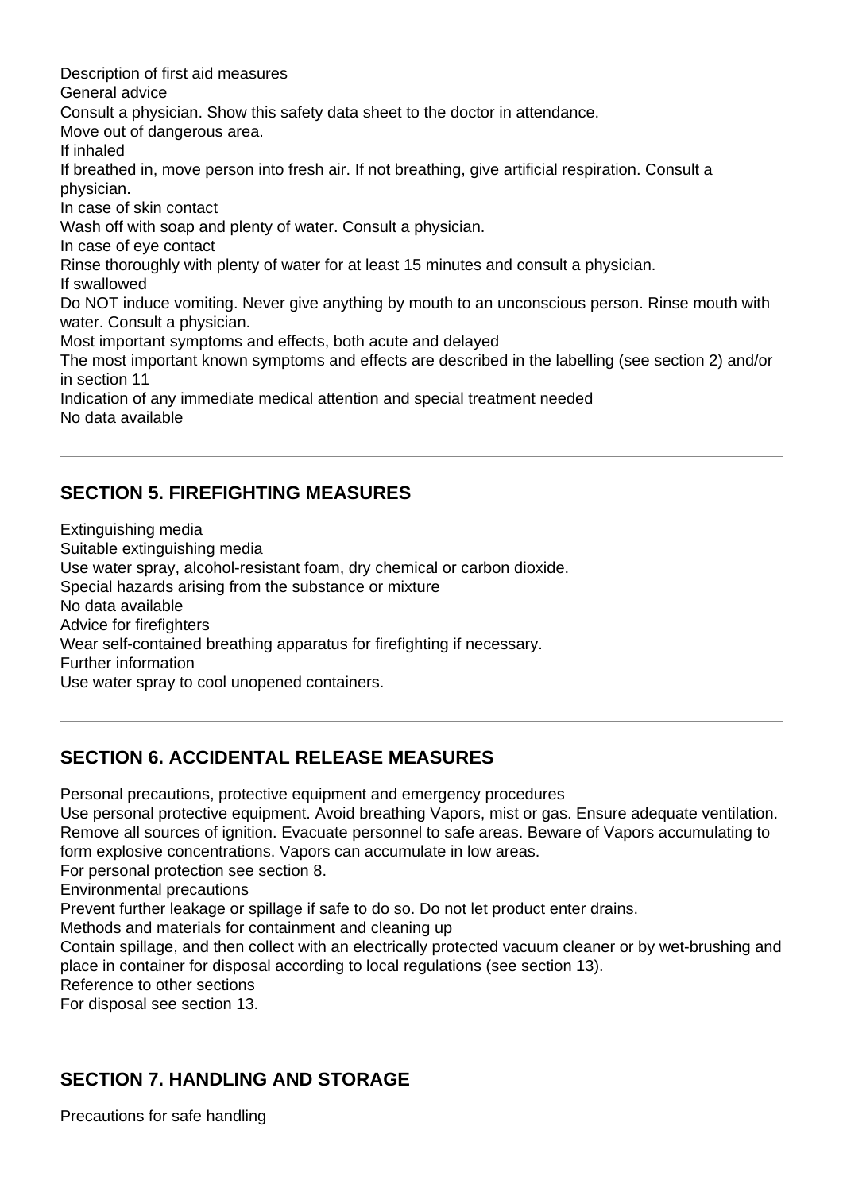Description of first aid measures

General advice

Consult a physician. Show this safety data sheet to the doctor in attendance.

Move out of dangerous area.

If inhaled

If breathed in, move person into fresh air. If not breathing, give artificial respiration. Consult a physician.

In case of skin contact

Wash off with soap and plenty of water. Consult a physician.

In case of eye contact

Rinse thoroughly with plenty of water for at least 15 minutes and consult a physician.

If swallowed

Do NOT induce vomiting. Never give anything by mouth to an unconscious person. Rinse mouth with water. Consult a physician.

Most important symptoms and effects, both acute and delayed

The most important known symptoms and effects are described in the labelling (see section 2) and/or in section 11

Indication of any immediate medical attention and special treatment needed

No data available

---

## SECTION 5. FIREFIGHTING MEASURES

Extinguishing media

Suitable extinguishing media

Use water spray, alcohol-resistant foam, dry chemical or carbon dioxide.

Special hazards arising from the substance or mixture

No data available

Advice for firefighters

Wear self-contained breathing apparatus for firefighting if necessary.

Further information

Use water spray to cool unopened containers.

---

## SECTION 6. ACCIDENTAL RELEASE MEASURES

Personal precautions, protective equipment and emergency procedures

Use personal protective equipment. Avoid breathing Vapors, mist or gas. Ensure adequate ventilation. Remove all sources of ignition. Evacuate personnel to safe areas. Beware of Vapors accumulating to form explosive concentrations. Vapors can accumulate in low areas.

For personal protection see section 8.

Environmental precautions

Prevent further leakage or spillage if safe to do so. Do not let product enter drains.

Methods and materials for containment and cleaning up

Contain spillage, and then collect with an electrically protected vacuum cleaner or by wet-brushing and place in container for disposal according to local regulations (see section 13).

Reference to other sections

For disposal see section 13.

---

## SECTION 7. HANDLING AND STORAGE

Precautions for safe handling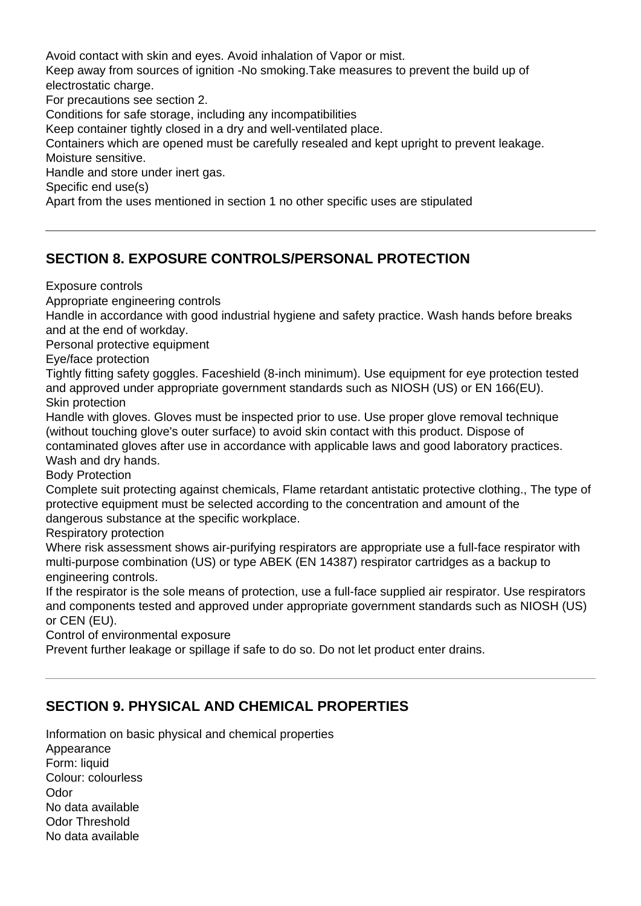Avoid contact with skin and eyes. Avoid inhalation of Vapor or mist.

Keep away from sources of ignition -No smoking.Take measures to prevent the build up of electrostatic charge.

For precautions see section 2.

Conditions for safe storage, including any incompatibilities

Keep container tightly closed in a dry and well-ventilated place.

Containers which are opened must be carefully resealed and kept upright to prevent leakage.

Moisture sensitive.

Handle and store under inert gas.

Specific end use(s)

Apart from the uses mentioned in section 1 no other specific uses are stipulated

---

## SECTION 8. EXPOSURE CONTROLS/PERSONAL PROTECTION

Exposure controls

Appropriate engineering controls

Handle in accordance with good industrial hygiene and safety practice. Wash hands before breaks and at the end of workday.

Personal protective equipment

Eye/face protection

Tightly fitting safety goggles. Faceshield (8-inch minimum). Use equipment for eye protection tested and approved under appropriate government standards such as NIOSH (US) or EN 166(EU).

Skin protection

Handle with gloves. Gloves must be inspected prior to use. Use proper glove removal technique (without touching glove's outer surface) to avoid skin contact with this product. Dispose of contaminated gloves after use in accordance with applicable laws and good laboratory practices. Wash and dry hands.

Body Protection

Complete suit protecting against chemicals, Flame retardant antistatic protective clothing., The type of protective equipment must be selected according to the concentration and amount of the dangerous substance at the specific workplace.

Respiratory protection

Where risk assessment shows air-purifying respirators are appropriate use a full-face respirator with multi-purpose combination (US) or type ABEK (EN 14387) respirator cartridges as a backup to engineering controls.

If the respirator is the sole means of protection, use a full-face supplied air respirator. Use respirators and components tested and approved under appropriate government standards such as NIOSH (US) or CEN (EU).

Control of environmental exposure

Prevent further leakage or spillage if safe to do so. Do not let product enter drains.

---

## SECTION 9. PHYSICAL AND CHEMICAL PROPERTIES

Information on basic physical and chemical properties

Appearance

Form: liquid

Colour: colourless

Odor

No data available

Odor Threshold

No data available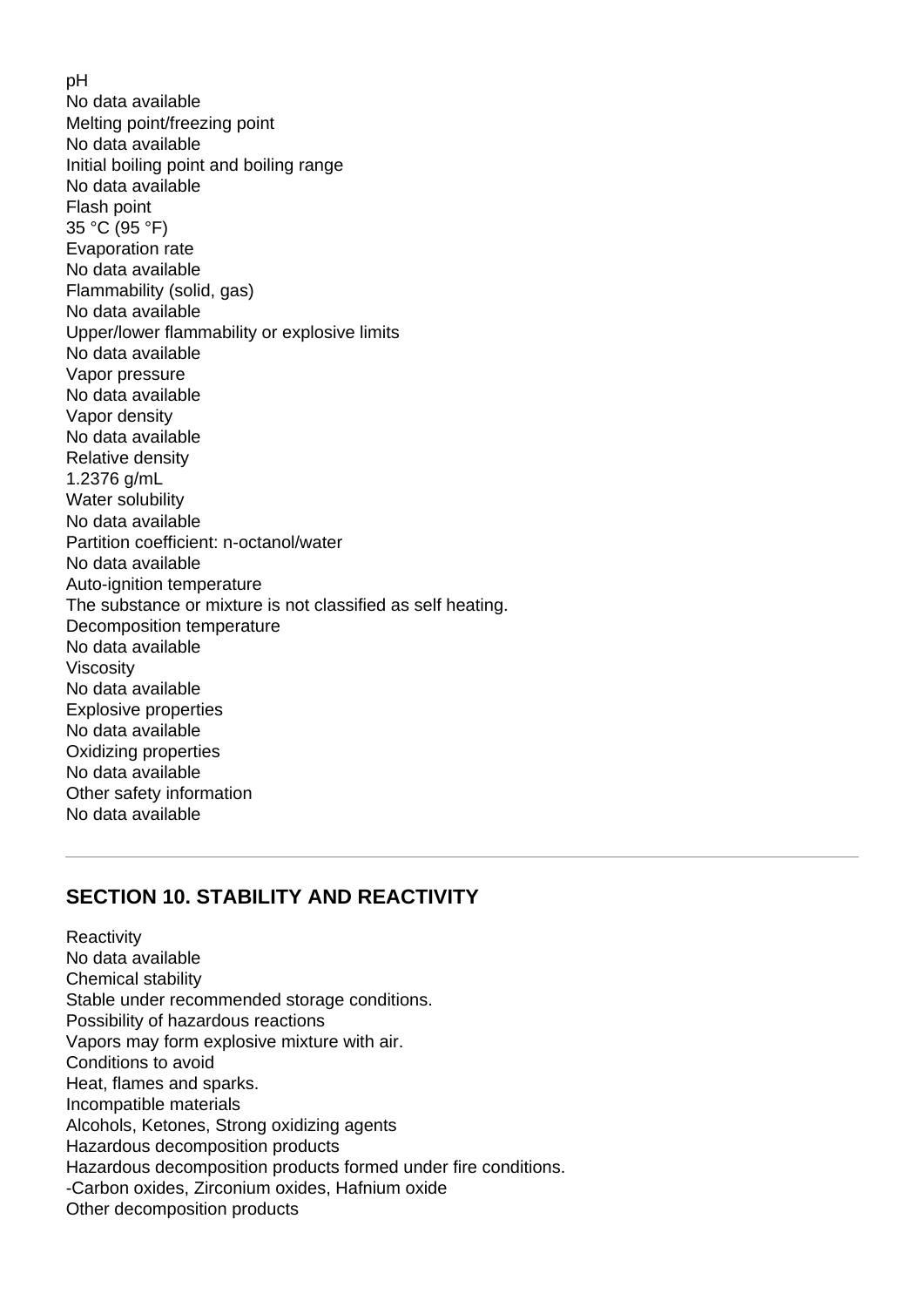pH
No data available
Melting point/freezing point
No data available
Initial boiling point and boiling range
No data available
Flash point
35 °C (95 °F)
Evaporation rate
No data available
Flammability (solid, gas)
No data available
Upper/lower flammability or explosive limits
No data available
Vapor pressure
No data available
Vapor density
No data available
Relative density
1.2376 g/mL
Water solubility
No data available
Partition coefficient: n-octanol/water
No data available
Auto-ignition temperature
The substance or mixture is not classified as self heating.
Decomposition temperature
No data available
Viscosity
No data available
Explosive properties
No data available
Oxidizing properties
No data available
Other safety information
No data available

---

## SECTION 10. STABILITY AND REACTIVITY

Reactivity
No data available
Chemical stability
Stable under recommended storage conditions.
Possibility of hazardous reactions
Vapors may form explosive mixture with air.
Conditions to avoid
Heat, flames and sparks.
Incompatible materials
Alcohols, Ketones, Strong oxidizing agents
Hazardous decomposition products
Hazardous decomposition products formed under fire conditions.
-Carbon oxides, Zirconium oxides, Hafnium oxide
Other decomposition products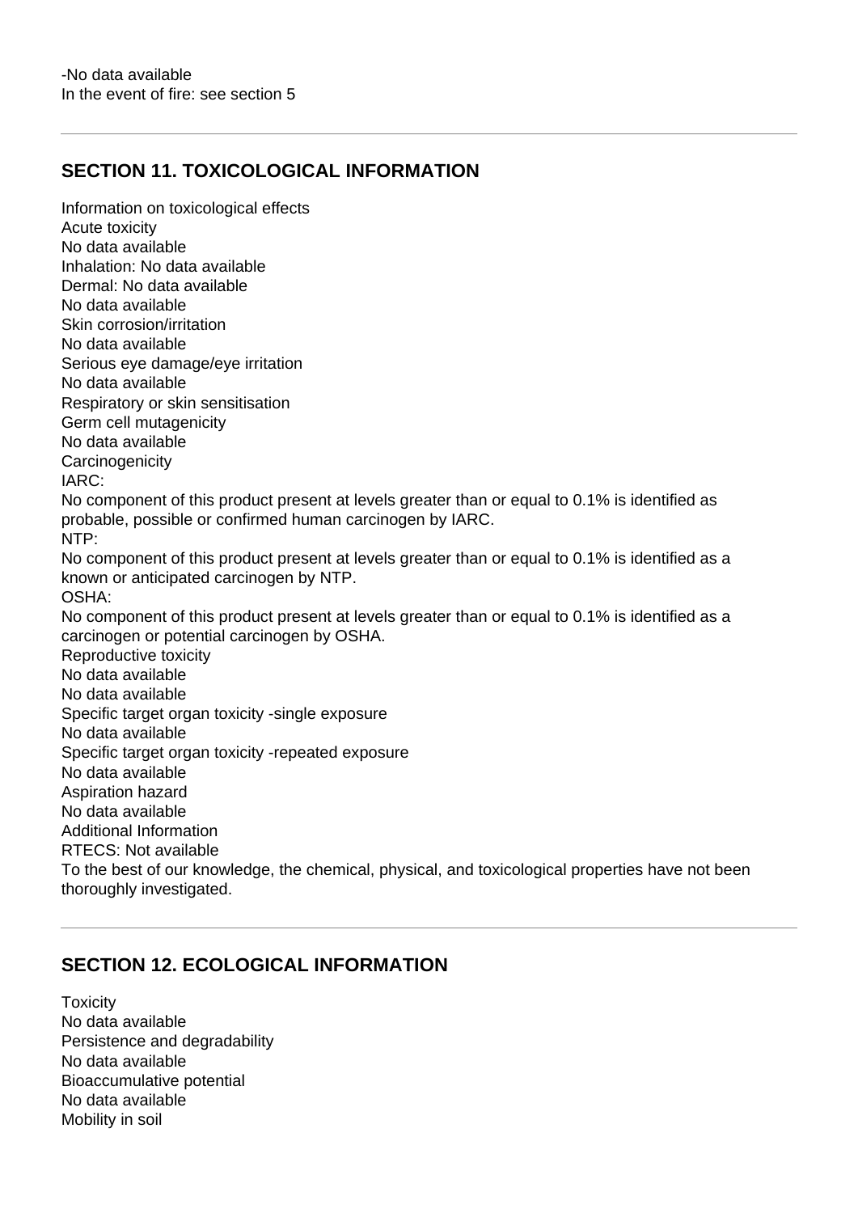-No data available
In the event of fire: see section 5

## SECTION 11. TOXICOLOGICAL INFORMATION

Information on toxicological effects
Acute toxicity
No data available
Inhalation: No data available
Dermal: No data available
No data available
Skin corrosion/irritation
No data available
Serious eye damage/eye irritation
No data available
Respiratory or skin sensitisation
Germ cell mutagenicity
No data available
Carcinogenicity
IARC:
No component of this product present at levels greater than or equal to 0.1% is identified as probable, possible or confirmed human carcinogen by IARC.
NTP:
No component of this product present at levels greater than or equal to 0.1% is identified as a known or anticipated carcinogen by NTP.
OSHA:
No component of this product present at levels greater than or equal to 0.1% is identified as a carcinogen or potential carcinogen by OSHA.
Reproductive toxicity
No data available
No data available
Specific target organ toxicity -single exposure
No data available
Specific target organ toxicity -repeated exposure
No data available
Aspiration hazard
No data available
Additional Information
RTECS: Not available
To the best of our knowledge, the chemical, physical, and toxicological properties have not been thoroughly investigated.

## SECTION 12. ECOLOGICAL INFORMATION

Toxicity
No data available
Persistence and degradability
No data available
Bioaccumulative potential
No data available
Mobility in soil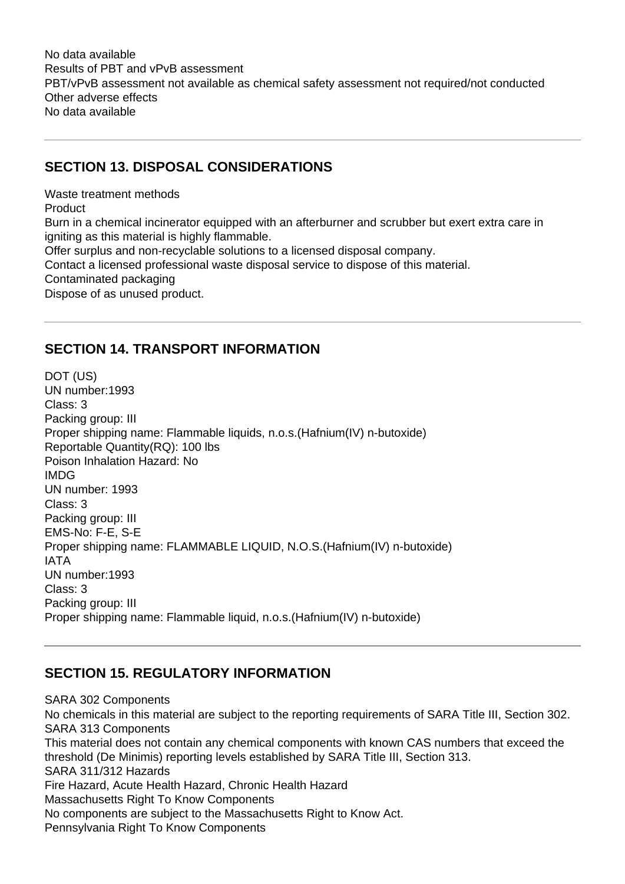No data available
Results of PBT and vPvB assessment
PBT/vPvB assessment not available as chemical safety assessment not required/not conducted
Other adverse effects
No data available

---

## SECTION 13. DISPOSAL CONSIDERATIONS

Waste treatment methods
Product
Burn in a chemical incinerator equipped with an afterburner and scrubber but exert extra care in igniting as this material is highly flammable.
Offer surplus and non-recyclable solutions to a licensed disposal company.
Contact a licensed professional waste disposal service to dispose of this material.
Contaminated packaging
Dispose of as unused product.

---

## SECTION 14. TRANSPORT INFORMATION

DOT (US)
UN number:1993
Class: 3
Packing group: III
Proper shipping name: Flammable liquids, n.o.s.(Hafnium(IV) n-butoxide)
Reportable Quantity(RQ): 100 lbs
Poison Inhalation Hazard: No
IMDG
UN number: 1993
Class: 3
Packing group: III
EMS-No: F-E, S-E
Proper shipping name: FLAMMABLE LIQUID, N.O.S.(Hafnium(IV) n-butoxide)
IATA
UN number:1993
Class: 3
Packing group: III
Proper shipping name: Flammable liquid, n.o.s.(Hafnium(IV) n-butoxide)

---

## SECTION 15. REGULATORY INFORMATION

SARA 302 Components
No chemicals in this material are subject to the reporting requirements of SARA Title III, Section 302.
SARA 313 Components
This material does not contain any chemical components with known CAS numbers that exceed the threshold (De Minimis) reporting levels established by SARA Title III, Section 313.
SARA 311/312 Hazards
Fire Hazard, Acute Health Hazard, Chronic Health Hazard
Massachusetts Right To Know Components
No components are subject to the Massachusetts Right to Know Act.
Pennsylvania Right To Know Components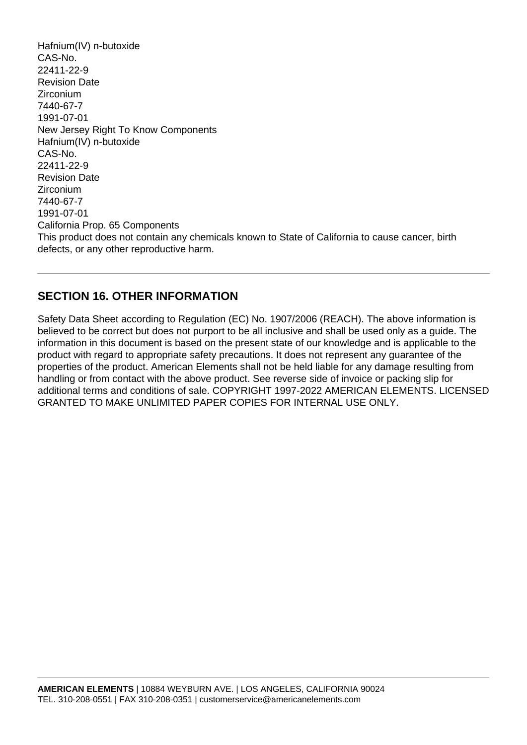Hafnium(IV) n-butoxide
CAS-No.
22411-22-9
Revision Date
Zirconium
7440-67-7
1991-07-01
New Jersey Right To Know Components
Hafnium(IV) n-butoxide
CAS-No.
22411-22-9
Revision Date
Zirconium
7440-67-7
1991-07-01
California Prop. 65 Components
This product does not contain any chemicals known to State of California to cause cancer, birth defects, or any other reproductive harm.

---

## SECTION 16. OTHER INFORMATION

Safety Data Sheet according to Regulation (EC) No. 1907/2006 (REACH). The above information is believed to be correct but does not purport to be all inclusive and shall be used only as a guide. The information in this document is based on the present state of our knowledge and is applicable to the product with regard to appropriate safety precautions. It does not represent any guarantee of the properties of the product. American Elements shall not be held liable for any damage resulting from handling or from contact with the above product. See reverse side of invoice or packing slip for additional terms and conditions of sale. COPYRIGHT 1997-2022 AMERICAN ELEMENTS. LICENSED GRANTED TO MAKE UNLIMITED PAPER COPIES FOR INTERNAL USE ONLY.